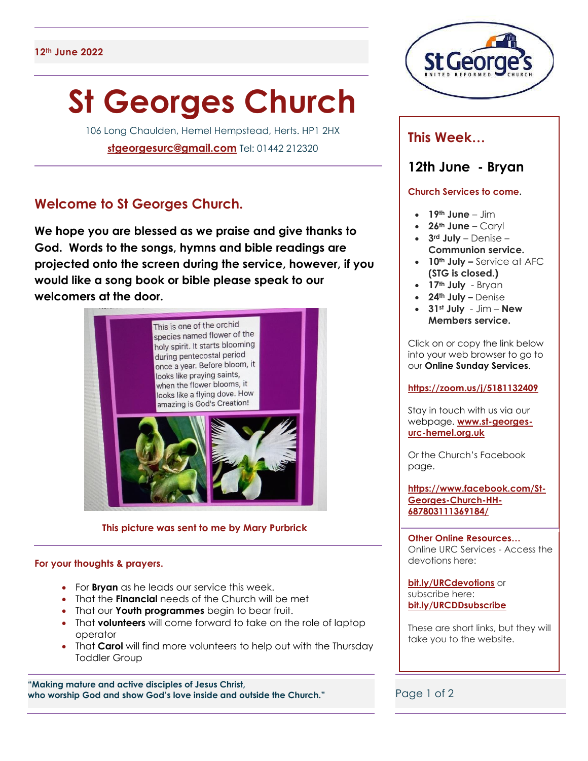12th June 2022

# St Georges Church

106 Long Chaulden, Hemel Hempstead, Herts. HP1 2HX

**stgeorgesurc@gmail.com** Tel: 01442 212320

## Welcome to St Georges Church.

**We hope you are blessed as we praise and give thanks to God. Words to the songs, hymns and bible readings are projected onto the screen during the service, however, if you would like a song book or bible please speak to our welcomers at the door.**

This is one of the orchid species named flower of the holy spirit. It starts blooming during pentecostal period once a year. Before bloom, it looks like praying saints, when the flower blooms, it looks like a flying dove. How amazing is God's Creation!

This picture was sent to me by Mary Purbrick

### For your thoughts & prayers.

- For **Bryan** as he leads our service this week.
- That the **Financial** needs of the Church will be met
- That our **Youth programmes** begin to bear fruit.
- That **volunteers** will come forward to take on the role of laptop operator
- That **Carol** will find more volunteers to help out with the Thursday Toddler Group

**"Making mature and active disciples of Jesus Christ, who worship God and show God's love inside and outside the Church."**

## This Week…

### 12th June - Bryan

**Church Services to come.**

- **19th June** – Jim
- **26th June** – Caryl
- **3rd July** – Denise – **Communion service.**
- **10th July –** Service at AFC **(STG is closed.)**
- **17th July** - Bryan
- **24th July –** Denise
- **31st July** - Jim – **New Members service.**

Click on or copy the link below into your web browser to go to our **Online Sunday Services**.

**https://zoom.us/j/5181132409**

Stay in touch with us via our webpage. **www.st-georges-urc-hemel.org.uk**

Or the Church's Facebook page.

**https://www.facebook.com/St-Georges-Church-HH-687803111369184/**

**Other Online Resources…**
Online URC Services - Access the devotions here:

**bit.ly/URCdevotions** or subscribe here: **bit.ly/URCDDsubscribe**

These are short links, but they will take you to the website.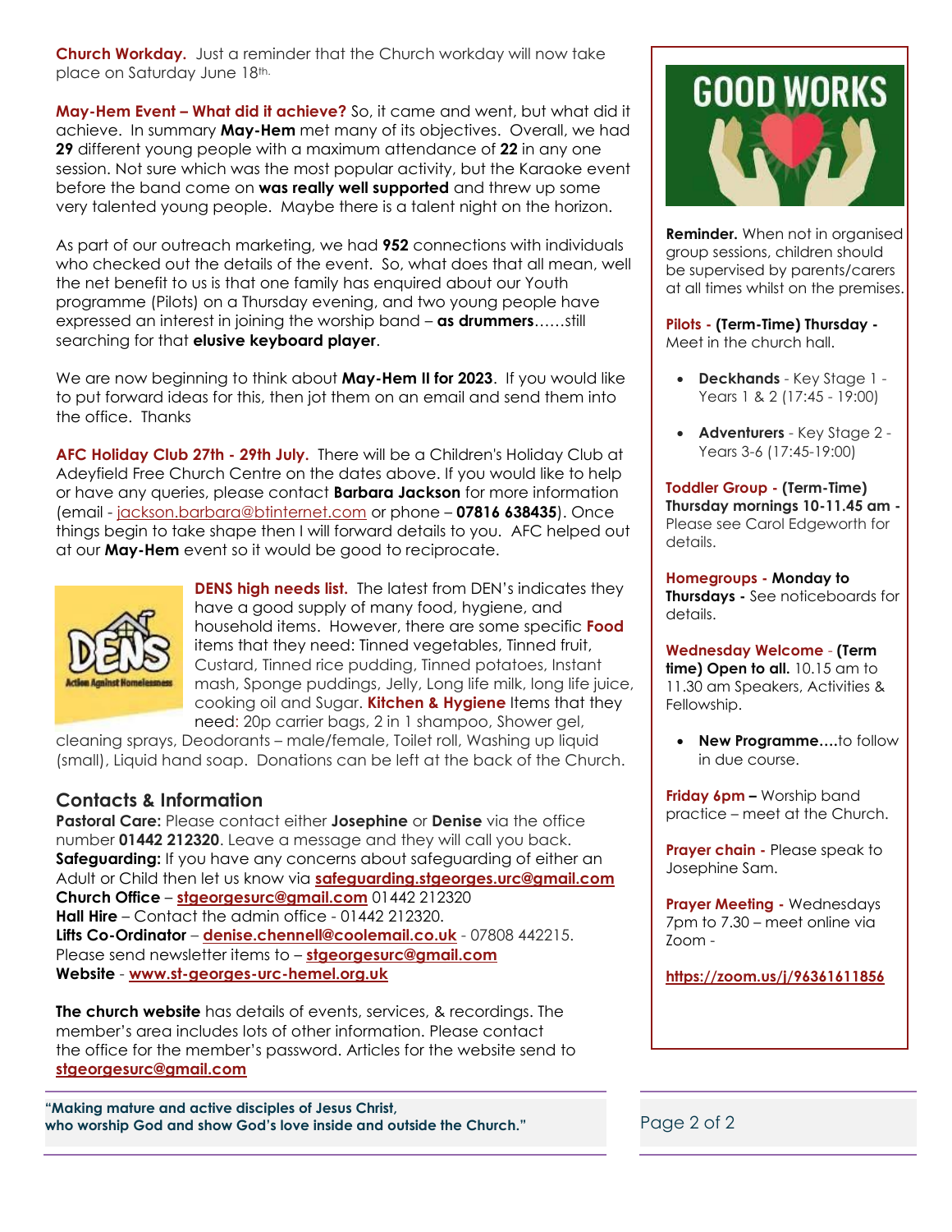**Church Workday.** Just a reminder that the Church workday will now take place on Saturday June 18th.

**May-Hem Event – What did it achieve?** So, it came and went, but what did it achieve. In summary **May-Hem** met many of its objectives. Overall, we had **29** different young people with a maximum attendance of **22** in any one session. Not sure which was the most popular activity, but the Karaoke event before the band come on **was really well supported** and threw up some very talented young people. Maybe there is a talent night on the horizon.

As part of our outreach marketing, we had **952** connections with individuals who checked out the details of the event. So, what does that all mean, well the net benefit to us is that one family has enquired about our Youth programme (Pilots) on a Thursday evening, and two young people have expressed an interest in joining the worship band – **as drummers**……still searching for that **elusive keyboard player**.

We are now beginning to think about **May-Hem II for 2023**. If you would like to put forward ideas for this, then jot them on an email and send them into the office. Thanks

**AFC Holiday Club 27th - 29th July.** There will be a Children's Holiday Club at Adeyfield Free Church Centre on the dates above. If you would like to help or have any queries, please contact **Barbara Jackson** for more information (email - jackson.barbara@btinternet.com or phone – **07816 638435**). Once things begin to take shape then I will forward details to you. AFC helped out at our **May-Hem** event so it would be good to reciprocate.

**DENS high needs list.** The latest from DEN's indicates they have a good supply of many food, hygiene, and household items. However, there are some specific **Food** items that they need: Tinned vegetables, Tinned fruit, Custard, Tinned rice pudding, Tinned potatoes, Instant mash, Sponge puddings, Jelly, Long life milk, long life juice, cooking oil and Sugar. **Kitchen & Hygiene** Items that they need: 20p carrier bags, 2 in 1 shampoo, Shower gel, cleaning sprays, Deodorants – male/female, Toilet roll, Washing up liquid (small), Liquid hand soap. Donations can be left at the back of the Church.

## Contacts & Information

**Pastoral Care:** Please contact either **Josephine** or **Denise** via the office number **01442 212320**. Leave a message and they will call you back.
**Safeguarding:** If you have any concerns about safeguarding of either an Adult or Child then let us know via **safeguarding.stgeorges.urc@gmail.com**
**Church Office** – **stgeorgesurc@gmail.com** 01442 212320
**Hall Hire** – Contact the admin office - 01442 212320.
**Lifts Co-Ordinator** – **denise.chennell@coolemail.co.uk** - 07808 442215.
Please send newsletter items to – **stgeorgesurc@gmail.com**
**Website** - **www.st-georges-urc-hemel.org.uk**

**The church website** has details of events, services, & recordings. The member's area includes lots of other information. Please contact the office for the member's password. Articles for the website send to **stgeorgesurc@gmail.com**

**"Making mature and active disciples of Jesus Christ, who worship God and show God's love inside and outside the Church."**

## GOOD WORKS

**Reminder.** When not in organised group sessions, children should be supervised by parents/carers at all times whilst on the premises.

**Pilots - (Term-Time) Thursday -** Meet in the church hall.

- **Deckhands** - Key Stage 1 - Years 1 & 2 (17:45 - 19:00)
- **Adventurers** - Key Stage 2 - Years 3-6 (17:45-19:00)

**Toddler Group - (Term-Time) Thursday mornings 10-11.45 am -** Please see Carol Edgeworth for details.

**Homegroups - Monday to Thursdays -** See noticeboards for details.

**Wednesday Welcome** - **(Term time) Open to all.** 10.15 am to 11.30 am Speakers, Activities & Fellowship.

- **New Programme….**to follow in due course.

**Friday 6pm –** Worship band practice – meet at the Church.

**Prayer chain -** Please speak to Josephine Sam.

**Prayer Meeting -** Wednesdays 7pm to 7.30 – meet online via Zoom -

**https://zoom.us/j/96361611856**